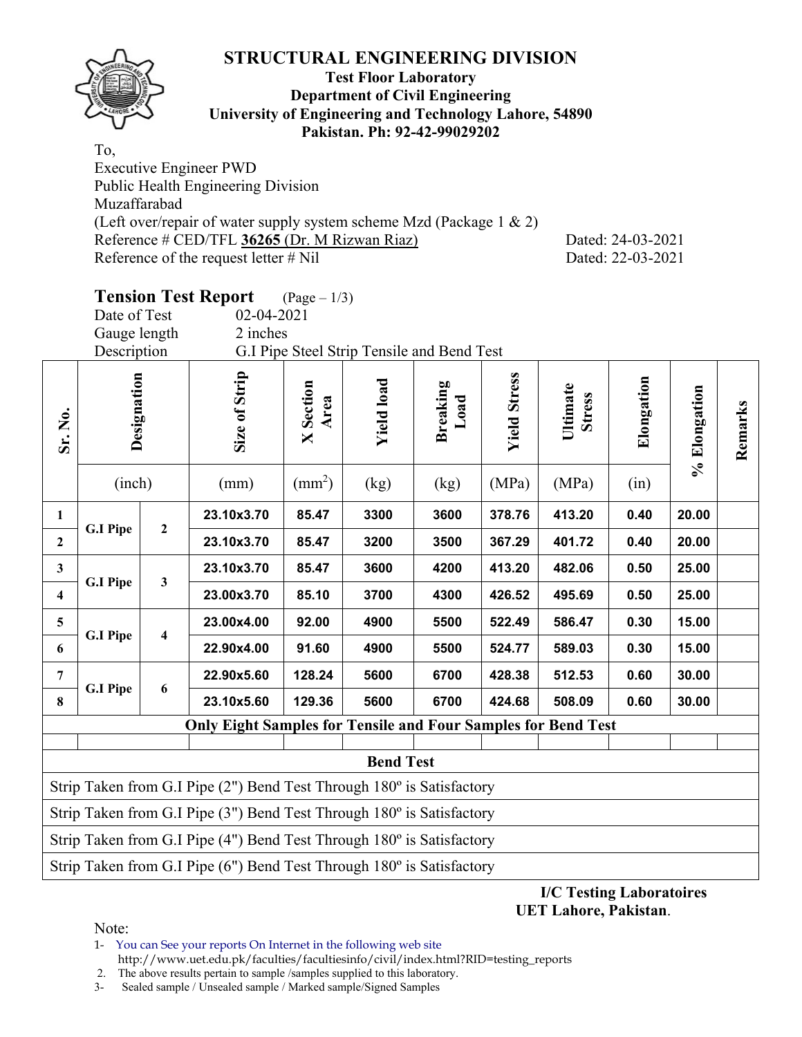# STRUCTURAL ENGINEERING DIVISION

**Test Floor Laboratory**
**Department of Civil Engineering**
**University of Engineering and Technology Lahore, 54890**
**Pakistan. Ph: 92-42-99029202**

To,
Executive Engineer PWD
Public Health Engineering Division
Muzaffarabad
(Left over/repair of water supply system scheme Mzd (Package 1 & 2)
Reference # CED/TFL **36265** (Dr. M Rizwan Riaz) Dated: 24-03-2021
Reference of the request letter # Nil Dated: 22-03-2021

## Tension Test Report (Page – 1/3)

Date of Test 02-04-2021
Gauge length 2 inches
Description G.I Pipe Steel Strip Tensile and Bend Test

| Sr. No. | Designation | | Size of Strip | X Section Area | Yield load | Breaking Load | Yield Stress | Ultimate Stress | Elongation | % Elongation | Remarks |
|---|---|---|---|---|---|---|---|---|---|---|---|
| | (inch) | | (mm) | ($mm^2$) | (kg) | (kg) | (MPa) | (MPa) | (in) | | |
| 1 | G.I Pipe | 2 | 23.10x3.70 | 85.47 | 3300 | 3600 | 378.76 | 413.20 | 0.40 | 20.00 | |
| 2 | | | 23.10x3.70 | 85.47 | 3200 | 3500 | 367.29 | 401.72 | 0.40 | 20.00 | |
| 3 | G.I Pipe | 3 | 23.10x3.70 | 85.47 | 3600 | 4200 | 413.20 | 482.06 | 0.50 | 25.00 | |
| 4 | | | 23.00x3.70 | 85.10 | 3700 | 4300 | 426.52 | 495.69 | 0.50 | 25.00 | |
| 5 | G.I Pipe | 4 | 23.00x4.00 | 92.00 | 4900 | 5500 | 522.49 | 586.47 | 0.30 | 15.00 | |
| 6 | | | 22.90x4.00 | 91.60 | 4900 | 5500 | 524.77 | 589.03 | 0.30 | 15.00 | |
| 7 | G.I Pipe | 6 | 22.90x5.60 | 128.24 | 5600 | 6700 | 428.38 | 512.53 | 0.60 | 30.00 | |
| 8 | | | 23.10x5.60 | 129.36 | 5600 | 6700 | 424.68 | 508.09 | 0.60 | 30.00 | |

**Only Eight Samples for Tensile and Four Samples for Bend Test**

**Bend Test**

Strip Taken from G.I Pipe (2") Bend Test Through 180º is Satisfactory

Strip Taken from G.I Pipe (3") Bend Test Through 180º is Satisfactory

Strip Taken from G.I Pipe (4") Bend Test Through 180º is Satisfactory

Strip Taken from G.I Pipe (6") Bend Test Through 180º is Satisfactory

**I/C Testing Laboratoires**
**UET Lahore, Pakistan**.

Note:
1- You can See your reports On Internet in the following web site
http://www.uet.edu.pk/faculties/facultiesinfo/civil/index.html?RID=testing_reports
2. The above results pertain to sample /samples supplied to this laboratory.
3- Sealed sample / Unsealed sample / Marked sample/Signed Samples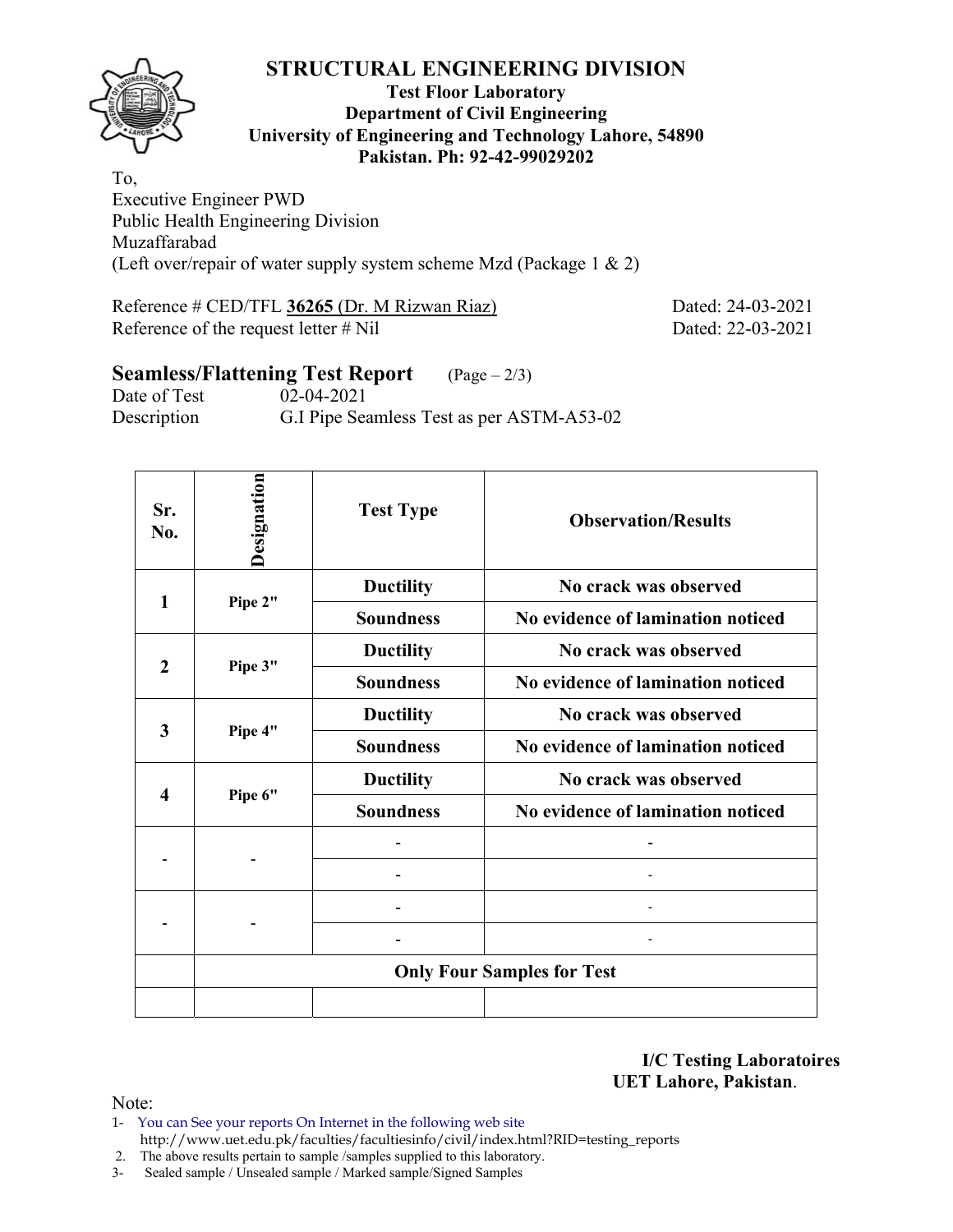# STRUCTURAL ENGINEERING DIVISION

**Test Floor Laboratory**
**Department of Civil Engineering**
**University of Engineering and Technology Lahore, 54890**
**Pakistan. Ph: 92-42-99029202**

To,
Executive Engineer PWD
Public Health Engineering Division
Muzaffarabad
(Left over/repair of water supply system scheme Mzd (Package 1 & 2)

Reference # CED/TFL **36265** (Dr. M Rizwan Riaz) Dated: 24-03-2021
Reference of the request letter # Nil Dated: 22-03-2021

## Seamless/Flattening Test Report (Page – 2/3)

Date of Test 02-04-2021
Description G.I Pipe Seamless Test as per ASTM-A53-02

| Sr. No. | Designation | Test Type | Observation/Results |
|---|---|---|---|
| 1 | Pipe 2" | Ductility | No crack was observed |
| | | Soundness | No evidence of lamination noticed |
| 2 | Pipe 3" | Ductility | No crack was observed |
| | | Soundness | No evidence of lamination noticed |
| 3 | Pipe 4" | Ductility | No crack was observed |
| | | Soundness | No evidence of lamination noticed |
| 4 | Pipe 6" | Ductility | No crack was observed |
| | | Soundness | No evidence of lamination noticed |
| - | - | - | - |
| | | - | - |
| - | - | - | - |
| | | - | - |
| | **Only Four Samples for Test** | | |
| | | | |

**I/C Testing Laboratoires**
**UET Lahore, Pakistan.**

Note:
1- You can See your reports On Internet in the following web site http://www.uet.edu.pk/faculties/facultiesinfo/civil/index.html?RID=testing_reports
2. The above results pertain to sample /samples supplied to this laboratory.
3- Sealed sample / Unsealed sample / Marked sample/Signed Samples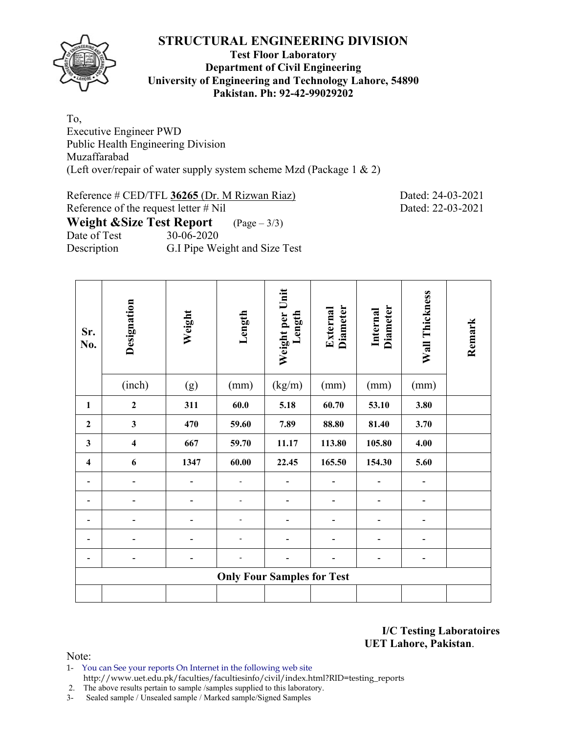# STRUCTURAL ENGINEERING DIVISION

**Test Floor Laboratory**
**Department of Civil Engineering**
**University of Engineering and Technology Lahore, 54890**
**Pakistan. Ph: 92-42-99029202**

To,
Executive Engineer PWD
Public Health Engineering Division
Muzaffarabad
(Left over/repair of water supply system scheme Mzd (Package 1 & 2)

Reference # CED/TFL **36265** (Dr. M Rizwan Riaz) Dated: 24-03-2021
Reference of the request letter # Nil Dated: 22-03-2021

**Weight &Size Test Report** (Page – 3/3)

Date of Test 30-06-2020
Description G.I Pipe Weight and Size Test

| Sr. No. | Designation | Weight | Length | Weight per Unit Length | External Diameter | Internal Diameter | Wall Thickness | Remark |
|---|---|---|---|---|---|---|---|---|
| | (inch) | (g) | (mm) | (kg/m) | (mm) | (mm) | (mm) | |
| **1** | **2** | **311** | **60.0** | **5.18** | **60.70** | **53.10** | **3.80** | |
| **2** | **3** | **470** | **59.60** | **7.89** | **88.80** | **81.40** | **3.70** | |
| **3** | **4** | **667** | **59.70** | **11.17** | **113.80** | **105.80** | **4.00** | |
| **4** | **6** | **1347** | **60.00** | **22.45** | **165.50** | **154.30** | **5.60** | |
| - | - | - | - | - | - | - | - | |
| - | - | - | - | - | - | - | - | |
| - | - | - | - | - | - | - | - | |
| - | - | - | - | - | - | - | - | |
| - | - | - | - | - | - | - | - | |
| **Only Four Samples for Test** | | | | | | | | |
| | | | | | | | | |

**I/C Testing Laboratoires**
**UET Lahore, Pakistan**.

Note:
1- You can See your reports On Internet in the following web site
http://www.uet.edu.pk/faculties/facultiesinfo/civil/index.html?RID=testing_reports
2. The above results pertain to sample /samples supplied to this laboratory.
3- Sealed sample / Unsealed sample / Marked sample/Signed Samples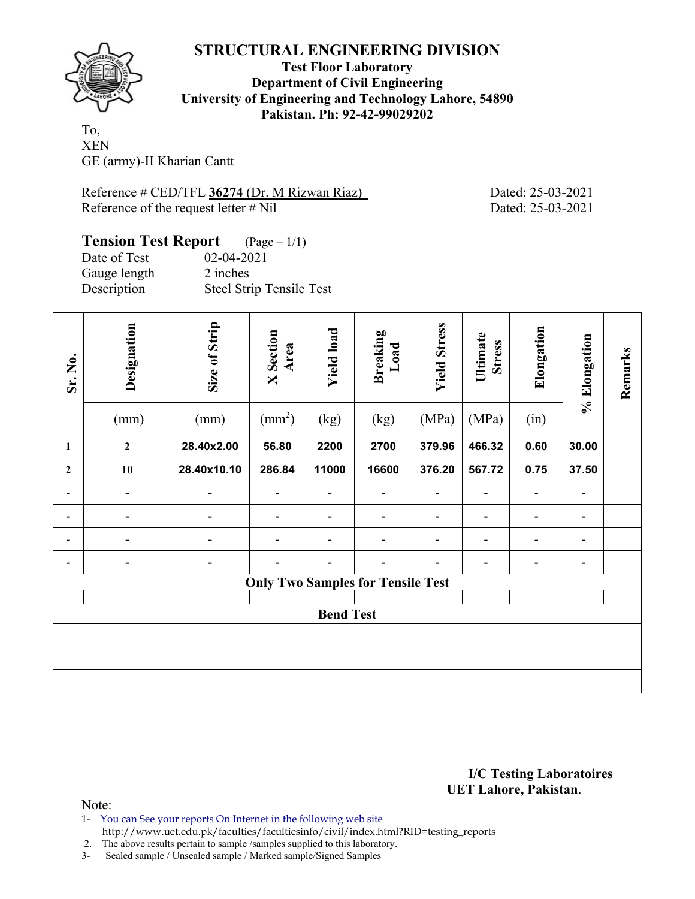# STRUCTURAL ENGINEERING DIVISION

**Test Floor Laboratory**
**Department of Civil Engineering**
**University of Engineering and Technology Lahore, 54890**
**Pakistan. Ph: 92-42-99029202**

To,
XEN
GE (army)-II Kharian Cantt

Reference # CED/TFL **36274** (Dr. M Rizwan Riaz) Dated: 25-03-2021
Reference of the request letter # Nil Dated: 25-03-2021

## Tension Test Report (Page – 1/1)

Date of Test 02-04-2021
Gauge length 2 inches
Description Steel Strip Tensile Test

| Sr. No. | Designation (mm) | Size of Strip (mm) | X Section Area ($mm^2$) | Yield load (kg) | Breaking Load (kg) | Yield Stress (MPa) | Ultimate Stress (MPa) | Elongation (in) | % Elongation | Remarks |
|---|---|---|---|---|---|---|---|---|---|---|
| 1 | 2 | 28.40x2.00 | 56.80 | 2200 | 2700 | 379.96 | 466.32 | 0.60 | 30.00 | |
| 2 | 10 | 28.40x10.10 | 286.84 | 11000 | 16600 | 376.20 | 567.72 | 0.75 | 37.50 | |
| - | - | - | - | - | - | - | - | - | - | |
| - | - | - | - | - | - | - | - | - | - | |
| - | - | - | - | - | - | - | - | - | - | |
| - | - | - | - | - | - | - | - | - | - | |
| **Only Two Samples for Tensile Test** | | | | | | | | | | |
| | | | | | | | | | | |
| **Bend Test** | | | | | | | | | | |
| | | | | | | | | | | |
| | | | | | | | | | | |
| | | | | | | | | | | |

**I/C Testing Laboratoires**
**UET Lahore, Pakistan**.

Note:
1- You can See your reports On Internet in the following web site
http://www.uet.edu.pk/faculties/facultiesinfo/civil/index.html?RID=testing_reports
2. The above results pertain to sample /samples supplied to this laboratory.
3- Sealed sample / Unsealed sample / Marked sample/Signed Samples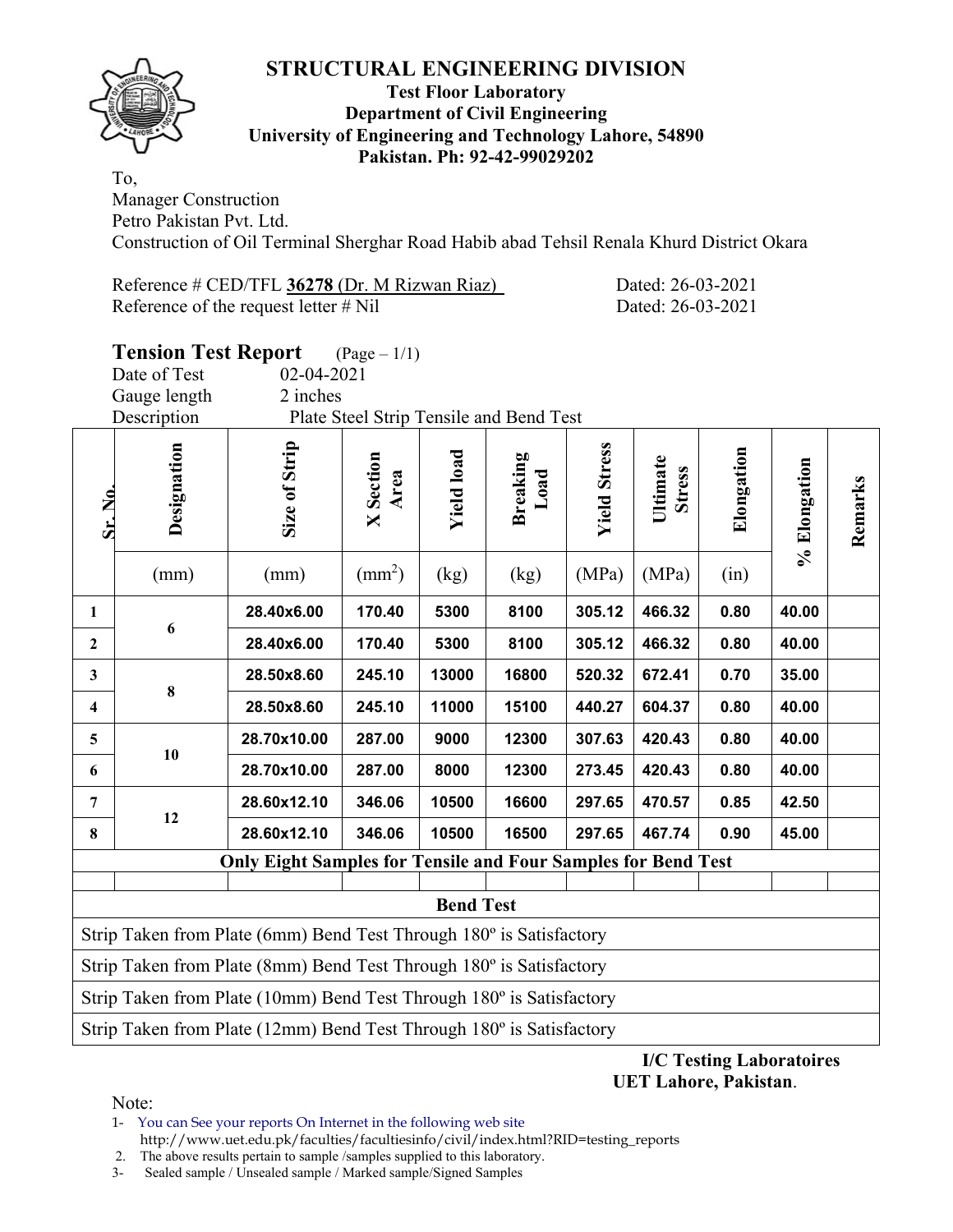# STRUCTURAL ENGINEERING DIVISION

**Test Floor Laboratory**
**Department of Civil Engineering**
**University of Engineering and Technology Lahore, 54890**
**Pakistan. Ph: 92-42-99029202**

To,
Manager Construction
Petro Pakistan Pvt. Ltd.
Construction of Oil Terminal Sherghar Road Habib abad Tehsil Renala Khurd District Okara

Reference # CED/TFL **36278** (Dr. M Rizwan Riaz) Dated: 26-03-2021
Reference of the request letter # Nil Dated: 26-03-2021

## Tension Test Report (Page – 1/1)

Date of Test: 02-04-2021
Gauge length: 2 inches
Description: Plate Steel Strip Tensile and Bend Test

| Sr. No. | Designation | Size of Strip | X Section Area | Yield load | Breaking Load | Yield Stress | Ultimate Stress | Elongation | % Elongation | Remarks |
|---|---|---|---|---|---|---|---|---|---|---|
| | (mm) | (mm) | ($mm^2$) | (kg) | (kg) | (MPa) | (MPa) | (in) | | |
| 1 | 6 | **28.40x6.00** | **170.40** | **5300** | **8100** | **305.12** | **466.32** | **0.80** | **40.00** | |
| 2 | | **28.40x6.00** | **170.40** | **5300** | **8100** | **305.12** | **466.32** | **0.80** | **40.00** | |
| 3 | 8 | **28.50x8.60** | **245.10** | **13000** | **16800** | **520.32** | **672.41** | **0.70** | **35.00** | |
| 4 | | **28.50x8.60** | **245.10** | **11000** | **15100** | **440.27** | **604.37** | **0.80** | **40.00** | |
| 5 | 10 | **28.70x10.00** | **287.00** | **9000** | **12300** | **307.63** | **420.43** | **0.80** | **40.00** | |
| 6 | | **28.70x10.00** | **287.00** | **8000** | **12300** | **273.45** | **420.43** | **0.80** | **40.00** | |
| 7 | 12 | **28.60x12.10** | **346.06** | **10500** | **16600** | **297.65** | **470.57** | **0.85** | **42.50** | |
| 8 | | **28.60x12.10** | **346.06** | **10500** | **16500** | **297.65** | **467.74** | **0.90** | **45.00** | |
| **Only Eight Samples for Tensile and Four Samples for Bend Test** | | | | | | | | | | |

**Bend Test**

| Bend Test |
|---|
| Strip Taken from Plate (6mm) Bend Test Through 180º is Satisfactory |
| Strip Taken from Plate (8mm) Bend Test Through 180º is Satisfactory |
| Strip Taken from Plate (10mm) Bend Test Through 180º is Satisfactory |
| Strip Taken from Plate (12mm) Bend Test Through 180º is Satisfactory |

**I/C Testing Laboratoires**
**UET Lahore, Pakistan**.

Note:
1- You can See your reports On Internet in the following web site
http://www.uet.edu.pk/faculties/facultiesinfo/civil/index.html?RID=testing_reports
2. The above results pertain to sample /samples supplied to this laboratory.
3- Sealed sample / Unsealed sample / Marked sample/Signed Samples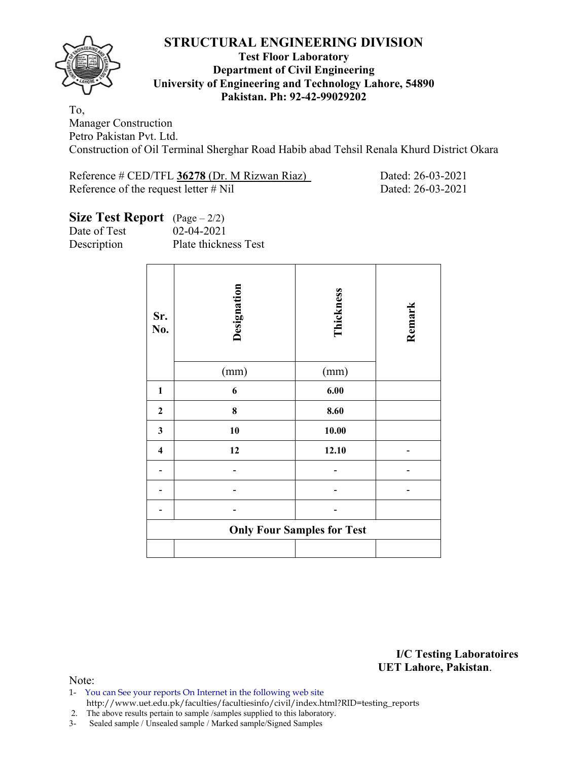# STRUCTURAL ENGINEERING DIVISION

**Test Floor Laboratory**
**Department of Civil Engineering**
**University of Engineering and Technology Lahore, 54890**
**Pakistan. Ph: 92-42-99029202**

To,
Manager Construction
Petro Pakistan Pvt. Ltd.
Construction of Oil Terminal Sherghar Road Habib abad Tehsil Renala Khurd District Okara

Reference # CED/TFL **36278** (Dr. M Rizwan Riaz) Dated: 26-03-2021
Reference of the request letter # Nil Dated: 26-03-2021

**Size Test Report** (Page – 2/2)
Date of Test 02-04-2021
Description Plate thickness Test

| Sr. No. | Designation | Thickness | Remark |
|---|---|---|---|
| | (mm) | (mm) | |
| **1** | **6** | **6.00** | |
| **2** | **8** | **8.60** | |
| **3** | **10** | **10.00** | |
| **4** | **12** | **12.10** | - |
| - | - | - | - |
| - | - | - | - |
| - | - | - | |
| **Only Four Samples for Test** | | | |
| | | | |

**I/C Testing Laboratoires**
**UET Lahore, Pakistan**.

Note:
1- You can See your reports On Internet in the following web site
http://www.uet.edu.pk/faculties/facultiesinfo/civil/index.html?RID=testing_reports
2. The above results pertain to sample /samples supplied to this laboratory.
3- Sealed sample / Unsealed sample / Marked sample/Signed Samples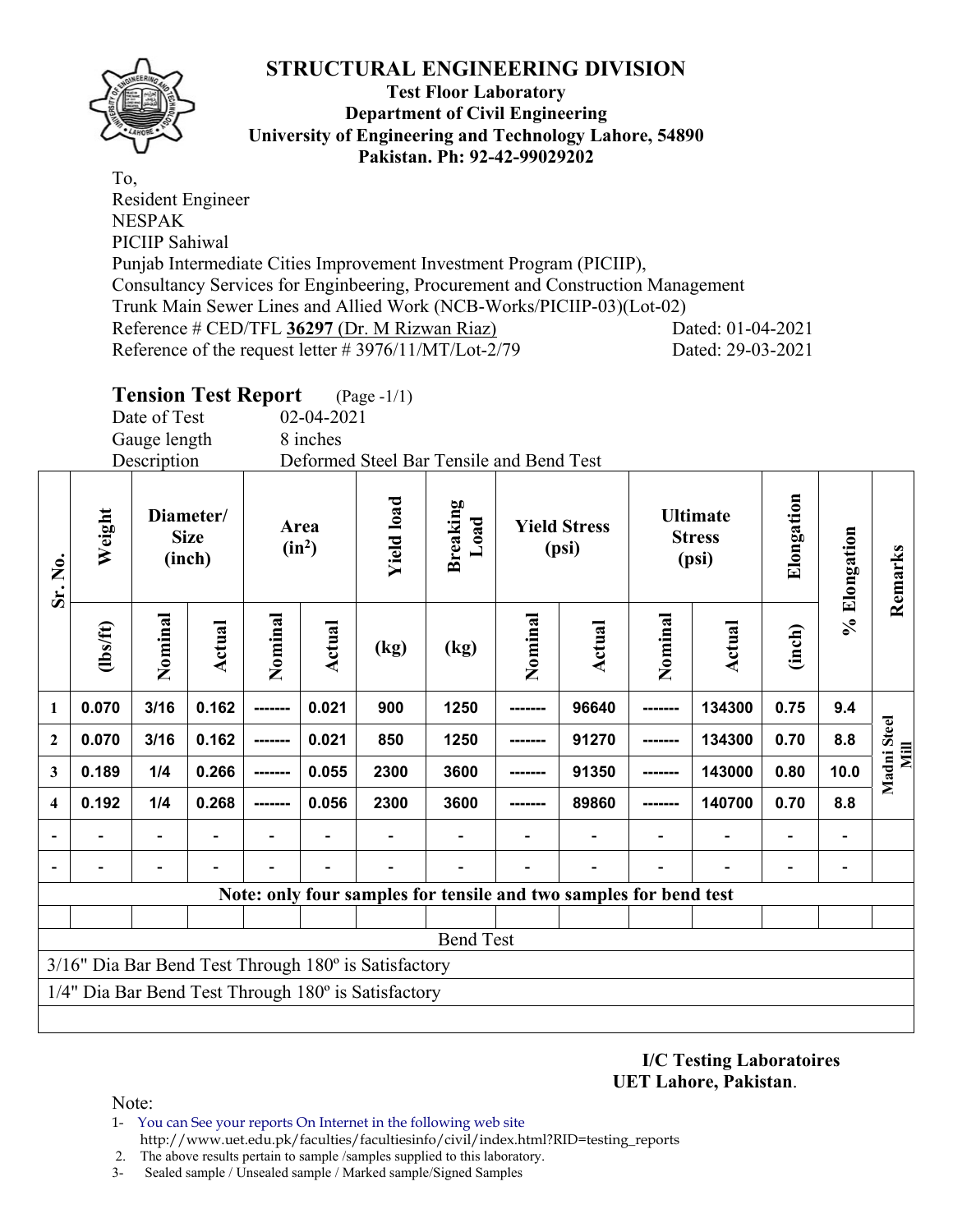# STRUCTURAL ENGINEERING DIVISION

**Test Floor Laboratory**
**Department of Civil Engineering**
**University of Engineering and Technology Lahore, 54890**
**Pakistan. Ph: 92-42-99029202**

To,
Resident Engineer
NESPAK
PICIIP Sahiwal
Punjab Intermediate Cities Improvement Investment Program (PICIIP),
Consultancy Services for Enginbeering, Procurement and Construction Management
Trunk Main Sewer Lines and Allied Work (NCB-Works/PICIIP-03)(Lot-02)
Reference # CED/TFL **36297** (Dr. M Rizwan Riaz) Dated: 01-04-2021
Reference of the request letter # 3976/11/MT/Lot-2/79 Dated: 29-03-2021

## Tension Test Report (Page -1/1)

Date of Test 02-04-2021
Gauge length 8 inches
Description Deformed Steel Bar Tensile and Bend Test

| Sr. No. | Weight | Diameter/ Size (inch) | | Area (in²) | | Yield load | Breaking Load | Yield Stress (psi) | | Ultimate Stress (psi) | | Elongation | % Elongation | Remarks |
|---|---|---|---|---|---|---|---|---|---|---|---|---|---|---|
| | (lbs/ft) | Nominal | Actual | Nominal | Actual | (kg) | (kg) | Nominal | Actual | Nominal | Actual | (inch) | | |
| 1 | 0.070 | 3/16 | 0.162 | ------- | 0.021 | 900 | 1250 | ------- | 96640 | ------- | 134300 | 0.75 | 9.4 | Madni Steel Mill |
| 2 | 0.070 | 3/16 | 0.162 | ------- | 0.021 | 850 | 1250 | ------- | 91270 | ------- | 134300 | 0.70 | 8.8 | |
| 3 | 0.189 | 1/4 | 0.266 | ------- | 0.055 | 2300 | 3600 | ------- | 91350 | ------- | 143000 | 0.80 | 10.0 | |
| 4 | 0.192 | 1/4 | 0.268 | ------- | 0.056 | 2300 | 3600 | ------- | 89860 | ------- | 140700 | 0.70 | 8.8 | |
| - | - | - | - | - | - | - | - | - | - | - | - | - | - | |
| - | - | - | - | - | - | - | - | - | - | - | - | - | - | |
| Note: only four samples for tensile and two samples for bend test | | | | | | | | | | | | | | |
| | | | | | | | | | | | | | | |
| Bend Test | | | | | | | | | | | | | | |
| 3/16" Dia Bar Bend Test Through 180º is Satisfactory | | | | | | | | | | | | | | |
| 1/4" Dia Bar Bend Test Through 180º is Satisfactory | | | | | | | | | | | | | | |

**I/C Testing Laboratoires**
**UET Lahore, Pakistan**.

Note:
1- You can See your reports On Internet in the following web site
http://www.uet.edu.pk/faculties/facultiesinfo/civil/index.html?RID=testing_reports
2. The above results pertain to sample /samples supplied to this laboratory.
3- Sealed sample / Unsealed sample / Marked sample/Signed Samples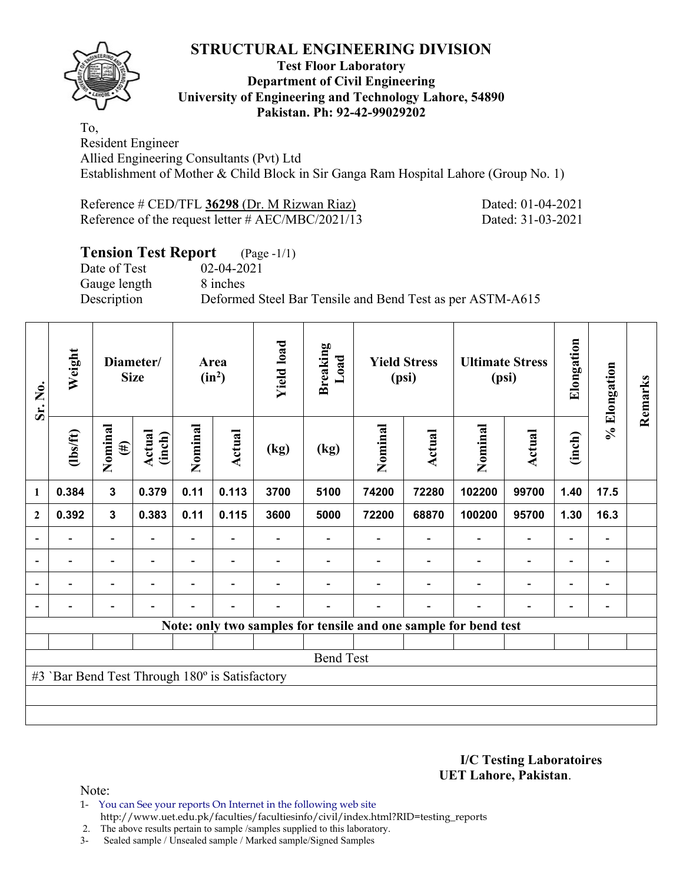# STRUCTURAL ENGINEERING DIVISION

**Test Floor Laboratory**
**Department of Civil Engineering**
**University of Engineering and Technology Lahore, 54890**
**Pakistan. Ph: 92-42-99029202**

To,
Resident Engineer
Allied Engineering Consultants (Pvt) Ltd
Establishment of Mother & Child Block in Sir Ganga Ram Hospital Lahore (Group No. 1)

Reference # CED/TFL **36298** (Dr. M Rizwan Riaz) Dated: 01-04-2021
Reference of the request letter # AEC/MBC/2021/13 Dated: 31-03-2021

## Tension Test Report (Page -1/1)

Date of Test 02-04-2021
Gauge length 8 inches
Description Deformed Steel Bar Tensile and Bend Test as per ASTM-A615

| Sr. No. | Weight | Diameter/ Size | | Area ($in^2$) | | Yield load | Breaking Load | Yield Stress (psi) | | Ultimate Stress (psi) | | Elongation | % Elongation | Remarks |
|---|---|---|---|---|---|---|---|---|---|---|---|---|---|---|
| | (lbs/ft) | Nominal (#) | Actual (inch) | Nominal | Actual | (kg) | (kg) | Nominal | Actual | Nominal | Actual | (inch) | | |
| 1 | 0.384 | 3 | 0.379 | 0.11 | 0.113 | 3700 | 5100 | 74200 | 72280 | 102200 | 99700 | 1.40 | 17.5 | |
| 2 | 0.392 | 3 | 0.383 | 0.11 | 0.115 | 3600 | 5000 | 72200 | 68870 | 100200 | 95700 | 1.30 | 16.3 | |
| - | - | - | - | - | - | - | - | - | - | - | - | - | - | |
| - | - | - | - | - | - | - | - | - | - | - | - | - | - | |
| - | - | - | - | - | - | - | - | - | - | - | - | - | - | |
| - | - | - | - | - | - | - | - | - | - | - | - | - | - | |

**Note: only two samples for tensile and one sample for bend test**

Bend Test

#3 `Bar Bend Test Through 180º is Satisfactory

**I/C Testing Laboratoires**
**UET Lahore, Pakistan**.

Note:
1- You can See your reports On Internet in the following web site
http://www.uet.edu.pk/faculties/facultiesinfo/civil/index.html?RID=testing_reports
2. The above results pertain to sample /samples supplied to this laboratory.
3- Sealed sample / Unsealed sample / Marked sample/Signed Samples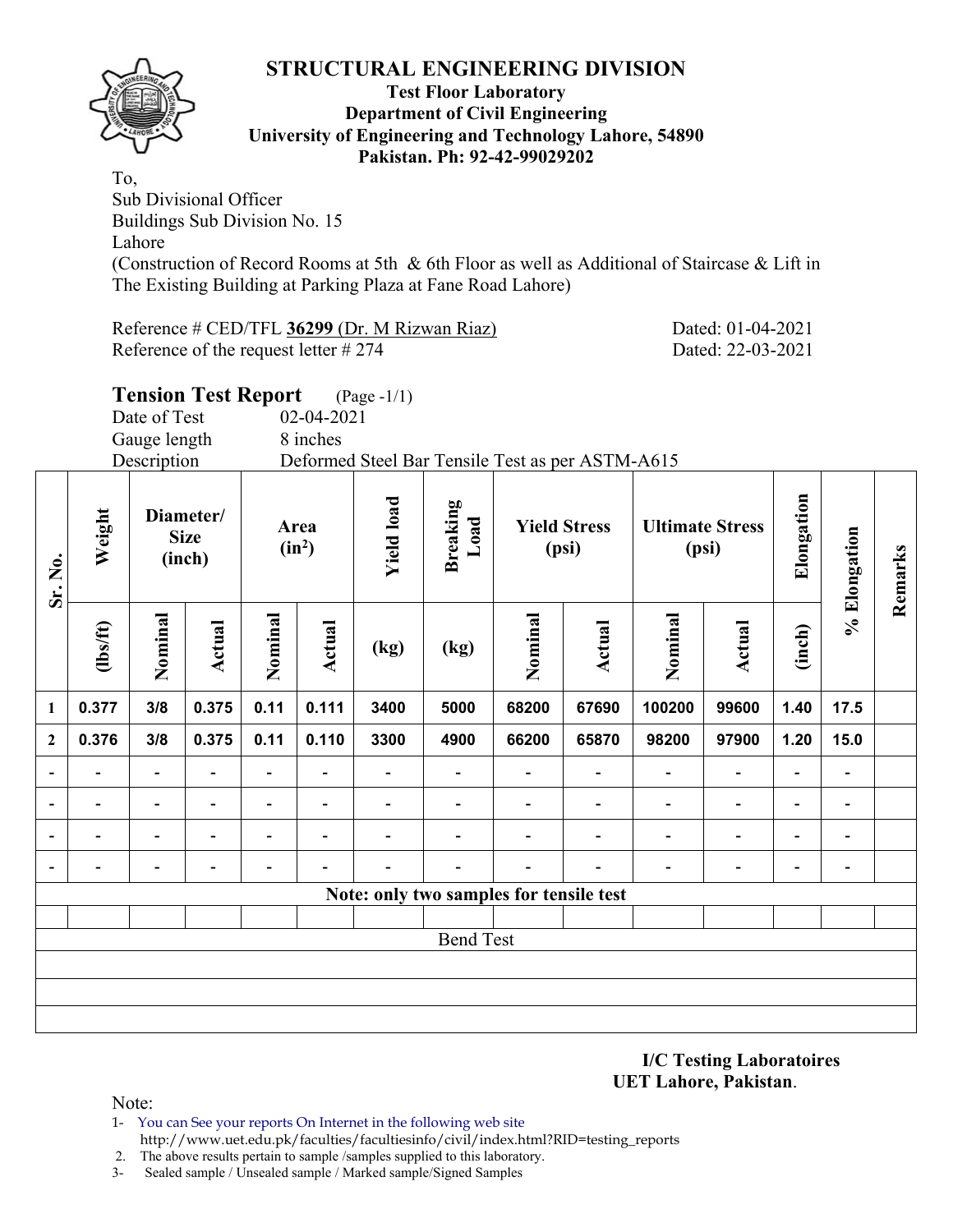# STRUCTURAL ENGINEERING DIVISION

**Test Floor Laboratory**
**Department of Civil Engineering**
**University of Engineering and Technology Lahore, 54890**
**Pakistan. Ph: 92-42-99029202**

To,
Sub Divisional Officer
Buildings Sub Division No. 15
Lahore
(Construction of Record Rooms at 5th & 6th Floor as well as Additional of Staircase & Lift in The Existing Building at Parking Plaza at Fane Road Lahore)

Reference # CED/TFL **36299** (Dr. M Rizwan Riaz) Dated: 01-04-2021
Reference of the request letter # 274 Dated: 22-03-2021

## Tension Test Report (Page -1/1)

Date of Test 02-04-2021
Gauge length 8 inches
Description Deformed Steel Bar Tensile Test as per ASTM-A615

| Sr. No. | Weight | Diameter/ Size (inch) | | Area ($in^2$) | | Yield load | Breaking Load | Yield Stress (psi) | | Ultimate Stress (psi) | | Elongation | % Elongation | Remarks |
|---|---|---|---|---|---|---|---|---|---|---|---|---|---|---|
| | (lbs/ft) | Nominal | Actual | Nominal | Actual | (kg) | (kg) | Nominal | Actual | Nominal | Actual | (inch) | | |
| 1 | 0.377 | 3/8 | 0.375 | 0.11 | 0.111 | 3400 | 5000 | 68200 | 67690 | 100200 | 99600 | 1.40 | 17.5 | |
| 2 | 0.376 | 3/8 | 0.375 | 0.11 | 0.110 | 3300 | 4900 | 66200 | 65870 | 98200 | 97900 | 1.20 | 15.0 | |
| - | - | - | - | - | - | - | - | - | - | - | - | - | - | |
| - | - | - | - | - | - | - | - | - | - | - | - | - | - | |
| - | - | - | - | - | - | - | - | - | - | - | - | - | - | |
| - | - | - | - | - | - | - | - | - | - | - | - | - | - | |
| Note: only two samples for tensile test | | | | | | | | | | | | | | |
| | | | | | | | | | | | | | | |
| Bend Test | | | | | | | | | | | | | | |

**I/C Testing Laboratoires**
**UET Lahore, Pakistan**.

Note:
1- You can See your reports On Internet in the following web site
http://www.uet.edu.pk/faculties/facultiesinfo/civil/index.html?RID=testing_reports
2. The above results pertain to sample /samples supplied to this laboratory.
3- Sealed sample / Unsealed sample / Marked sample/Signed Samples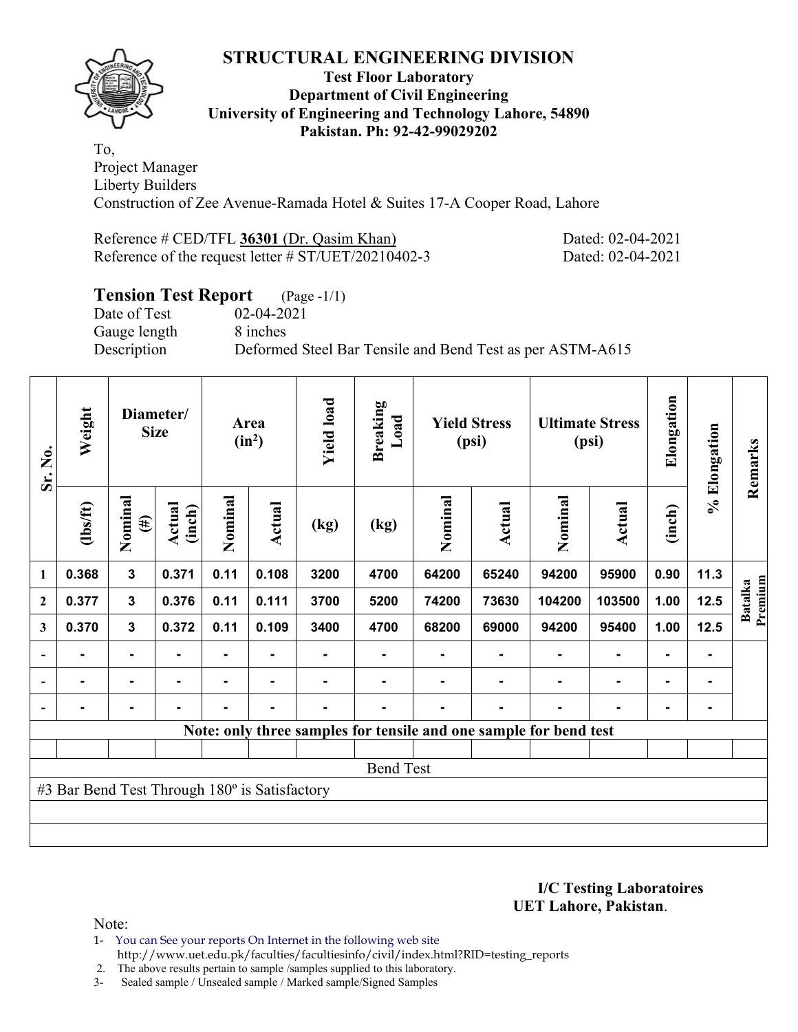# STRUCTURAL ENGINEERING DIVISION

**Test Floor Laboratory**
**Department of Civil Engineering**
**University of Engineering and Technology Lahore, 54890**
**Pakistan. Ph: 92-42-99029202**

To,
Project Manager
Liberty Builders
Construction of Zee Avenue-Ramada Hotel & Suites 17-A Cooper Road, Lahore

Reference # CED/TFL **36301** (Dr. Qasim Khan) Dated: 02-04-2021
Reference of the request letter # ST/UET/20210402-3 Dated: 02-04-2021

**Tension Test Report** (Page -1/1)
Date of Test 02-04-2021
Gauge length 8 inches
Description Deformed Steel Bar Tensile and Bend Test as per ASTM-A615

| Sr. No. | Weight | Diameter/ Size | | Area ($in^2$) | | Yield load | Breaking Load | Yield Stress (psi) | | Ultimate Stress (psi) | | Elongation | % Elongation | Remarks |
|---|---|---|---|---|---|---|---|---|---|---|---|---|---|---|
| | (lbs/ft) | Nominal (#) | Actual (inch) | Nominal | Actual | (kg) | (kg) | Nominal | Actual | Nominal | Actual | (inch) | | |
| 1 | 0.368 | 3 | 0.371 | 0.11 | 0.108 | 3200 | 4700 | 64200 | 65240 | 94200 | 95900 | 0.90 | 11.3 | Batalka Premium |
| 2 | 0.377 | 3 | 0.376 | 0.11 | 0.111 | 3700 | 5200 | 74200 | 73630 | 104200 | 103500 | 1.00 | 12.5 | |
| 3 | 0.370 | 3 | 0.372 | 0.11 | 0.109 | 3400 | 4700 | 68200 | 69000 | 94200 | 95400 | 1.00 | 12.5 | |
| - | - | - | - | - | - | - | - | - | - | - | - | - | - | |
| - | - | - | - | - | - | - | - | - | - | - | - | - | - | |
| - | - | - | - | - | - | - | - | - | - | - | - | - | - | |

**Note: only three samples for tensile and one sample for bend test**

Bend Test

#3 Bar Bend Test Through 180º is Satisfactory

**I/C Testing Laboratoires**
**UET Lahore, Pakistan**.

Note:
1- You can See your reports On Internet in the following web site
http://www.uet.edu.pk/faculties/facultiesinfo/civil/index.html?RID=testing_reports
2. The above results pertain to sample /samples supplied to this laboratory.
3- Sealed sample / Unsealed sample / Marked sample/Signed Samples